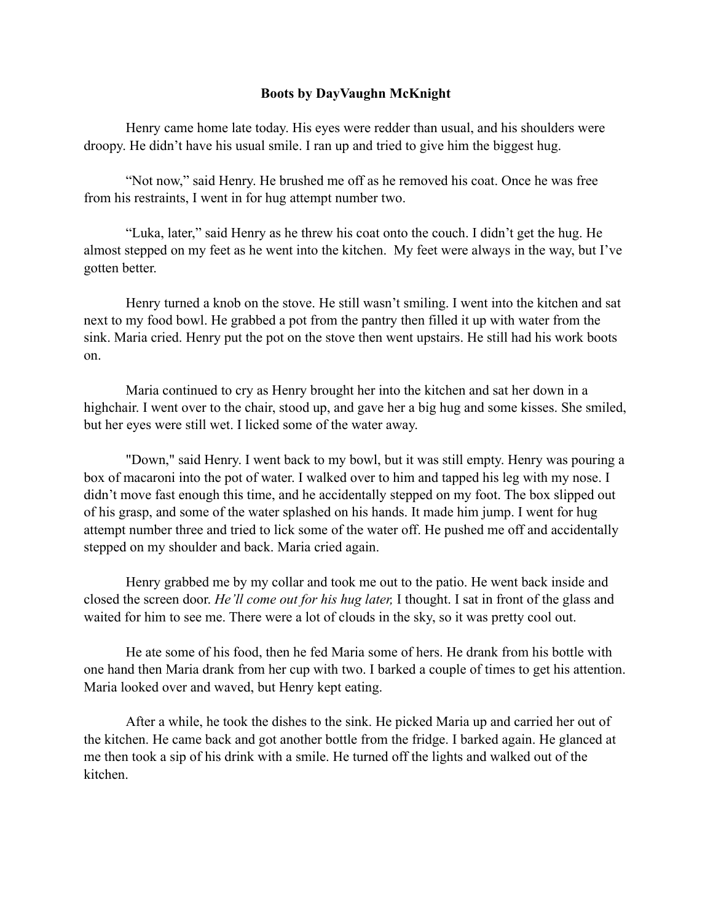**Boots by DayVaughn McKnight**

Henry came home late today. His eyes were redder than usual, and his shoulders were droopy. He didn't have his usual smile. I ran up and tried to give him the biggest hug.

"Not now," said Henry. He brushed me off as he removed his coat. Once he was free from his restraints, I went in for hug attempt number two.

"Luka, later," said Henry as he threw his coat onto the couch. I didn't get the hug. He almost stepped on my feet as he went into the kitchen. My feet were always in the way, but I've gotten better.

Henry turned a knob on the stove. He still wasn't smiling. I went into the kitchen and sat next to my food bowl. He grabbed a pot from the pantry then filled it up with water from the sink. Maria cried. Henry put the pot on the stove then went upstairs. He still had his work boots on.

Maria continued to cry as Henry brought her into the kitchen and sat her down in a highchair. I went over to the chair, stood up, and gave her a big hug and some kisses. She smiled, but her eyes were still wet. I licked some of the water away.

"Down," said Henry. I went back to my bowl, but it was still empty. Henry was pouring a box of macaroni into the pot of water. I walked over to him and tapped his leg with my nose. I didn't move fast enough this time, and he accidentally stepped on my foot. The box slipped out of his grasp, and some of the water splashed on his hands. It made him jump. I went for hug attempt number three and tried to lick some of the water off. He pushed me off and accidentally stepped on my shoulder and back. Maria cried again.

Henry grabbed me by my collar and took me out to the patio. He went back inside and closed the screen door. *He'll come out for his hug later,* I thought. I sat in front of the glass and waited for him to see me. There were a lot of clouds in the sky, so it was pretty cool out.

He ate some of his food, then he fed Maria some of hers. He drank from his bottle with one hand then Maria drank from her cup with two. I barked a couple of times to get his attention. Maria looked over and waved, but Henry kept eating.

After a while, he took the dishes to the sink. He picked Maria up and carried her out of the kitchen. He came back and got another bottle from the fridge. I barked again. He glanced at me then took a sip of his drink with a smile. He turned off the lights and walked out of the kitchen.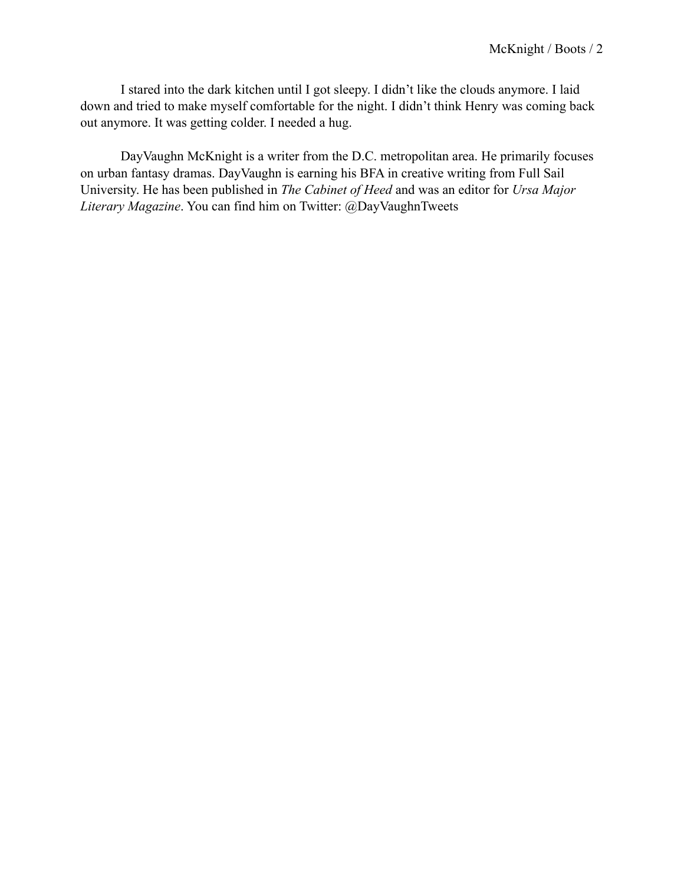I stared into the dark kitchen until I got sleepy. I didn't like the clouds anymore. I laid down and tried to make myself comfortable for the night. I didn't think Henry was coming back out anymore. It was getting colder. I needed a hug.

DayVaughn McKnight is a writer from the D.C. metropolitan area. He primarily focuses on urban fantasy dramas. DayVaughn is earning his BFA in creative writing from Full Sail University. He has been published in *The Cabinet of Heed* and was an editor for *Ursa Major Literary Magazine*. You can find him on Twitter: @DayVaughnTweets